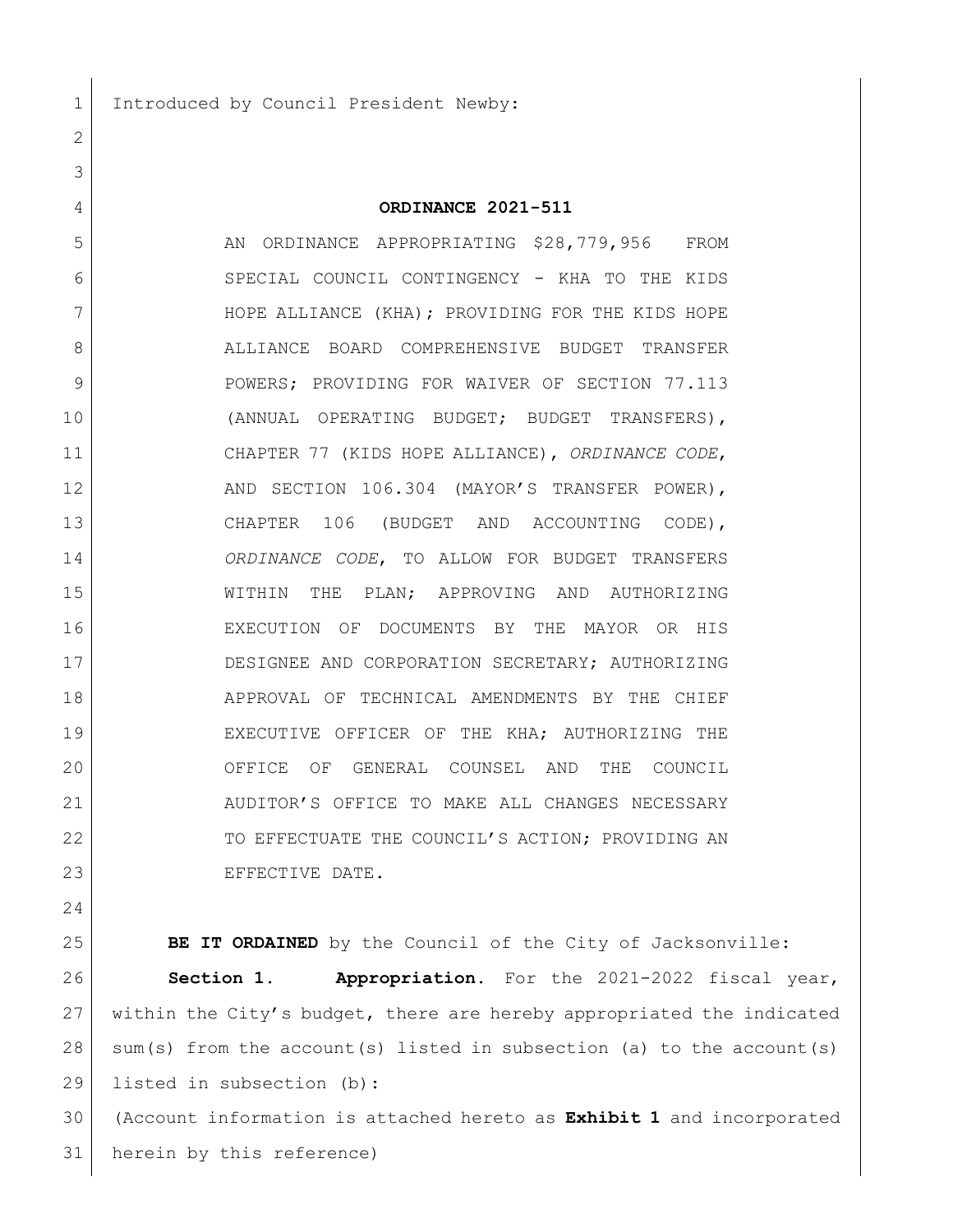Introduced by Council President Newby:

**ORDINANCE 2021-511**

AN ORDINANCE APPROPRIATING \$28,779,956 FROM SPECIAL COUNCIL CONTINGENCY - KHA TO THE KIDS HOPE ALLIANCE (KHA); PROVIDING FOR THE KIDS HOPE ALLIANCE BOARD COMPREHENSIVE BUDGET TRANSFER POWERS; PROVIDING FOR WAIVER OF SECTION 77.113 (ANNUAL OPERATING BUDGET; BUDGET TRANSFERS), CHAPTER 77 (KIDS HOPE ALLIANCE), *ORDINANCE CODE*, AND SECTION 106.304 (MAYOR'S TRANSFER POWER), CHAPTER 106 (BUDGET AND ACCOUNTING CODE), *ORDINANCE CODE*, TO ALLOW FOR BUDGET TRANSFERS WITHIN THE PLAN; APPROVING AND AUTHORIZING EXECUTION OF DOCUMENTS BY THE MAYOR OR HIS DESIGNEE AND CORPORATION SECRETARY; AUTHORIZING APPROVAL OF TECHNICAL AMENDMENTS BY THE CHIEF EXECUTIVE OFFICER OF THE KHA; AUTHORIZING THE OFFICE OF GENERAL COUNSEL AND THE COUNCIL AUDITOR'S OFFICE TO MAKE ALL CHANGES NECESSARY TO EFFECTUATE THE COUNCIL'S ACTION; PROVIDING AN EFFECTIVE DATE.

**BE IT ORDAINED** by the Council of the City of Jacksonville:

**Section 1. Appropriation.** For the 2021-2022 fiscal year, within the City's budget, there are hereby appropriated the indicated sum(s) from the account(s) listed in subsection (a) to the account(s) listed in subsection (b):

(Account information is attached hereto as **Exhibit 1** and incorporated herein by this reference)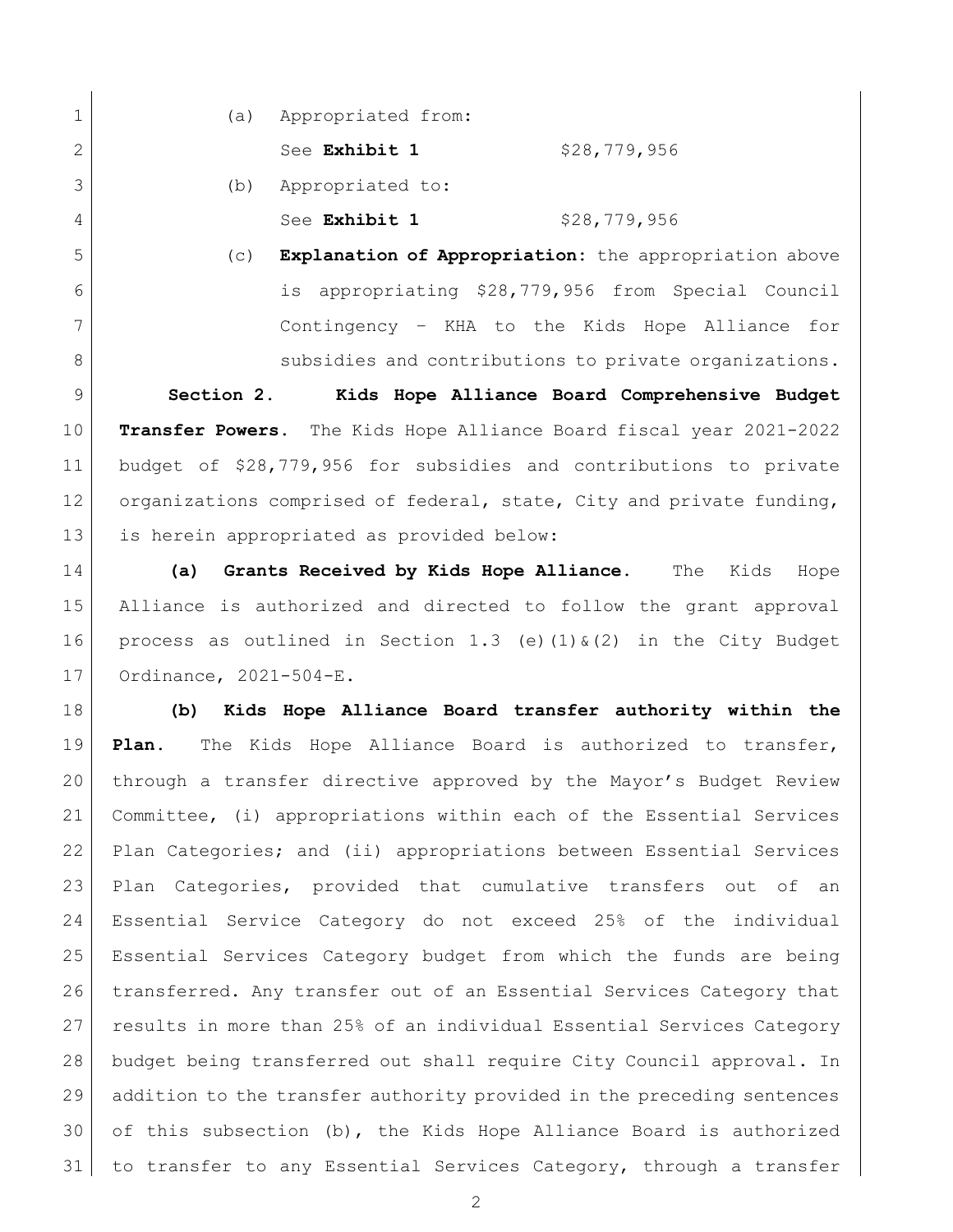(a) Appropriated from:

See **Exhibit 1** $28,779,956

(b) Appropriated to:

See **Exhibit 1** $28,779,956

(c) **Explanation of Appropriation:** the appropriation above is appropriating $28,779,956 from Special Council Contingency – KHA to the Kids Hope Alliance for subsidies and contributions to private organizations.

**Section 2. Kids Hope Alliance Board Comprehensive Budget Transfer Powers.** The Kids Hope Alliance Board fiscal year 2021-2022 budget of $28,779,956 for subsidies and contributions to private organizations comprised of federal, state, City and private funding, is herein appropriated as provided below:

**(a) Grants Received by Kids Hope Alliance.** The Kids Hope Alliance is authorized and directed to follow the grant approval process as outlined in Section 1.3 (e)(1)&(2) in the City Budget Ordinance, 2021-504-E.

**(b) Kids Hope Alliance Board transfer authority within the Plan.** The Kids Hope Alliance Board is authorized to transfer, through a transfer directive approved by the Mayor's Budget Review Committee, (i) appropriations within each of the Essential Services Plan Categories; and (ii) appropriations between Essential Services Plan Categories, provided that cumulative transfers out of an Essential Service Category do not exceed 25% of the individual Essential Services Category budget from which the funds are being transferred. Any transfer out of an Essential Services Category that results in more than 25% of an individual Essential Services Category budget being transferred out shall require City Council approval. In addition to the transfer authority provided in the preceding sentences of this subsection (b), the Kids Hope Alliance Board is authorized to transfer to any Essential Services Category, through a transfer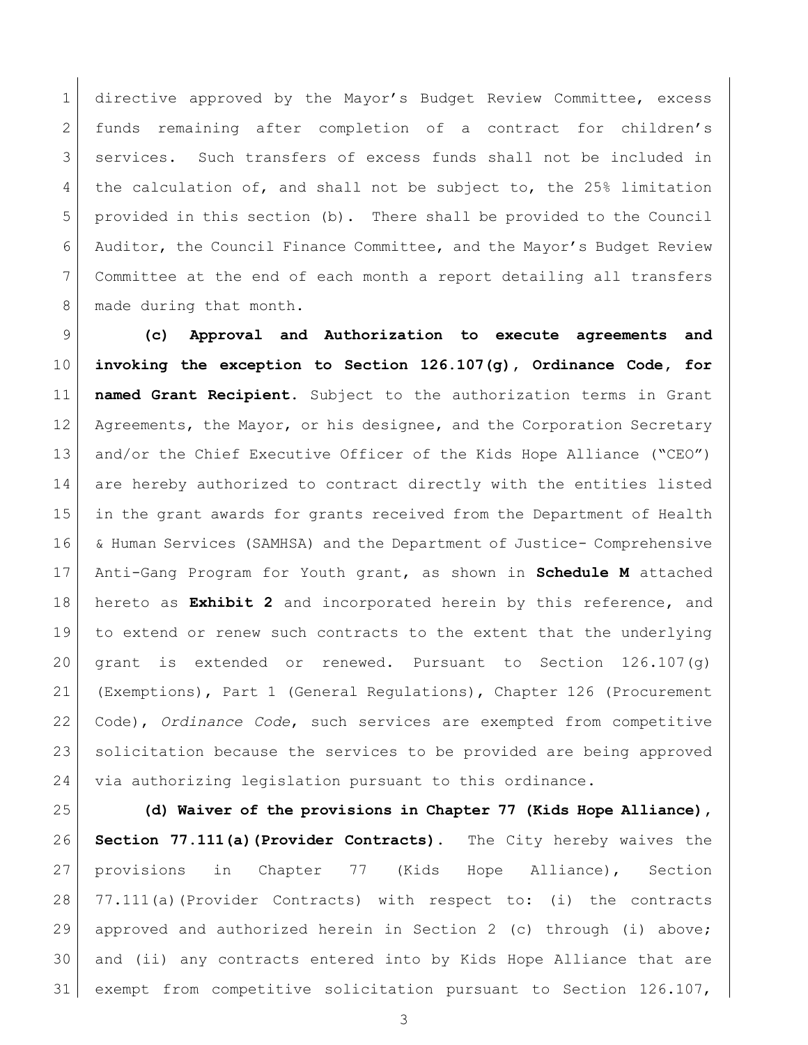directive approved by the Mayor's Budget Review Committee, excess funds remaining after completion of a contract for children's services. Such transfers of excess funds shall not be included in the calculation of, and shall not be subject to, the 25% limitation provided in this section (b). There shall be provided to the Council Auditor, the Council Finance Committee, and the Mayor's Budget Review Committee at the end of each month a report detailing all transfers made during that month.

**(c) Approval and Authorization to execute agreements and invoking the exception to Section 126.107(g), Ordinance Code, for named Grant Recipient.** Subject to the authorization terms in Grant Agreements, the Mayor, or his designee, and the Corporation Secretary and/or the Chief Executive Officer of the Kids Hope Alliance ("CEO") are hereby authorized to contract directly with the entities listed in the grant awards for grants received from the Department of Health & Human Services (SAMHSA) and the Department of Justice- Comprehensive Anti-Gang Program for Youth grant, as shown in **Schedule M** attached hereto as **Exhibit 2** and incorporated herein by this reference, and to extend or renew such contracts to the extent that the underlying grant is extended or renewed. Pursuant to Section 126.107(g) (Exemptions), Part 1 (General Regulations), Chapter 126 (Procurement Code), *Ordinance Code*, such services are exempted from competitive solicitation because the services to be provided are being approved via authorizing legislation pursuant to this ordinance.

**(d) Waiver of the provisions in Chapter 77 (Kids Hope Alliance), Section 77.111(a)(Provider Contracts).** The City hereby waives the provisions in Chapter 77 (Kids Hope Alliance), Section 77.111(a)(Provider Contracts) with respect to: (i) the contracts approved and authorized herein in Section 2 (c) through (i) above; and (ii) any contracts entered into by Kids Hope Alliance that are exempt from competitive solicitation pursuant to Section 126.107,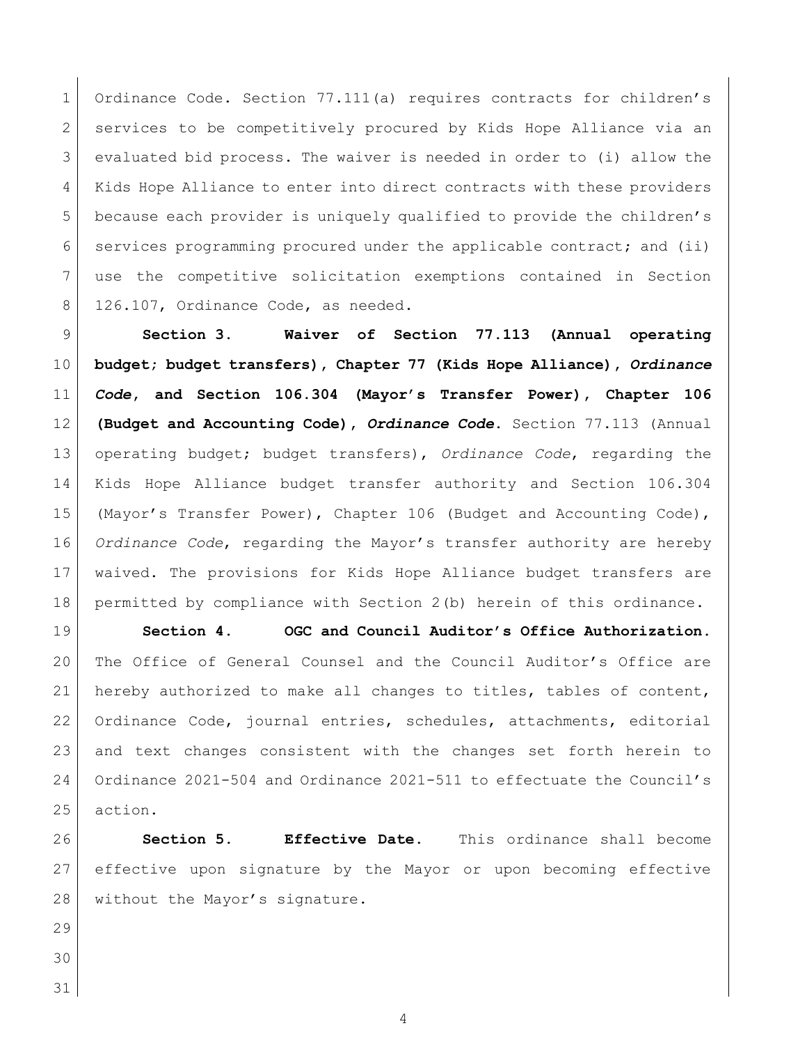Ordinance Code. Section 77.111(a) requires contracts for children's services to be competitively procured by Kids Hope Alliance via an evaluated bid process. The waiver is needed in order to (i) allow the Kids Hope Alliance to enter into direct contracts with these providers because each provider is uniquely qualified to provide the children's services programming procured under the applicable contract; and (ii) use the competitive solicitation exemptions contained in Section 126.107, Ordinance Code, as needed.

**Section 3. Waiver of Section 77.113 (Annual operating budget; budget transfers), Chapter 77 (Kids Hope Alliance), *Ordinance Code*, and Section 106.304 (Mayor's Transfer Power), Chapter 106 (Budget and Accounting Code), *Ordinance Code*.** Section 77.113 (Annual operating budget; budget transfers), *Ordinance Code*, regarding the Kids Hope Alliance budget transfer authority and Section 106.304 (Mayor's Transfer Power), Chapter 106 (Budget and Accounting Code), *Ordinance Code*, regarding the Mayor's transfer authority are hereby waived. The provisions for Kids Hope Alliance budget transfers are permitted by compliance with Section 2(b) herein of this ordinance.

**Section 4. OGC and Council Auditor's Office Authorization.** The Office of General Counsel and the Council Auditor's Office are hereby authorized to make all changes to titles, tables of content, Ordinance Code, journal entries, schedules, attachments, editorial and text changes consistent with the changes set forth herein to Ordinance 2021-504 and Ordinance 2021-511 to effectuate the Council's action.

**Section 5. Effective Date.** This ordinance shall become effective upon signature by the Mayor or upon becoming effective without the Mayor's signature.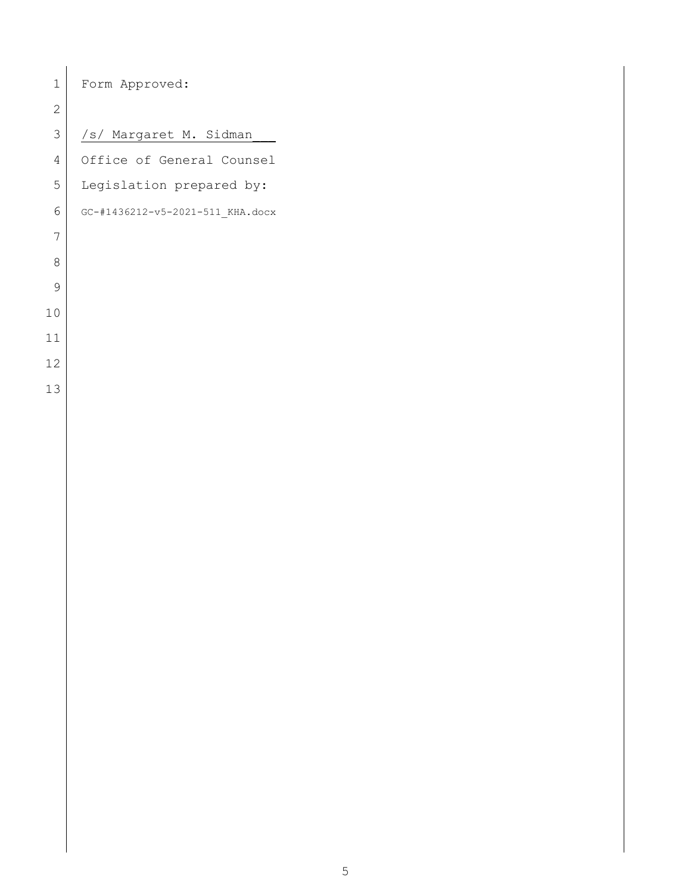Form Approved:

/s/ Margaret M. Sidman___

Office of General Counsel

Legislation prepared by:

GC-#1436212-v5-2021-511_KHA.docx